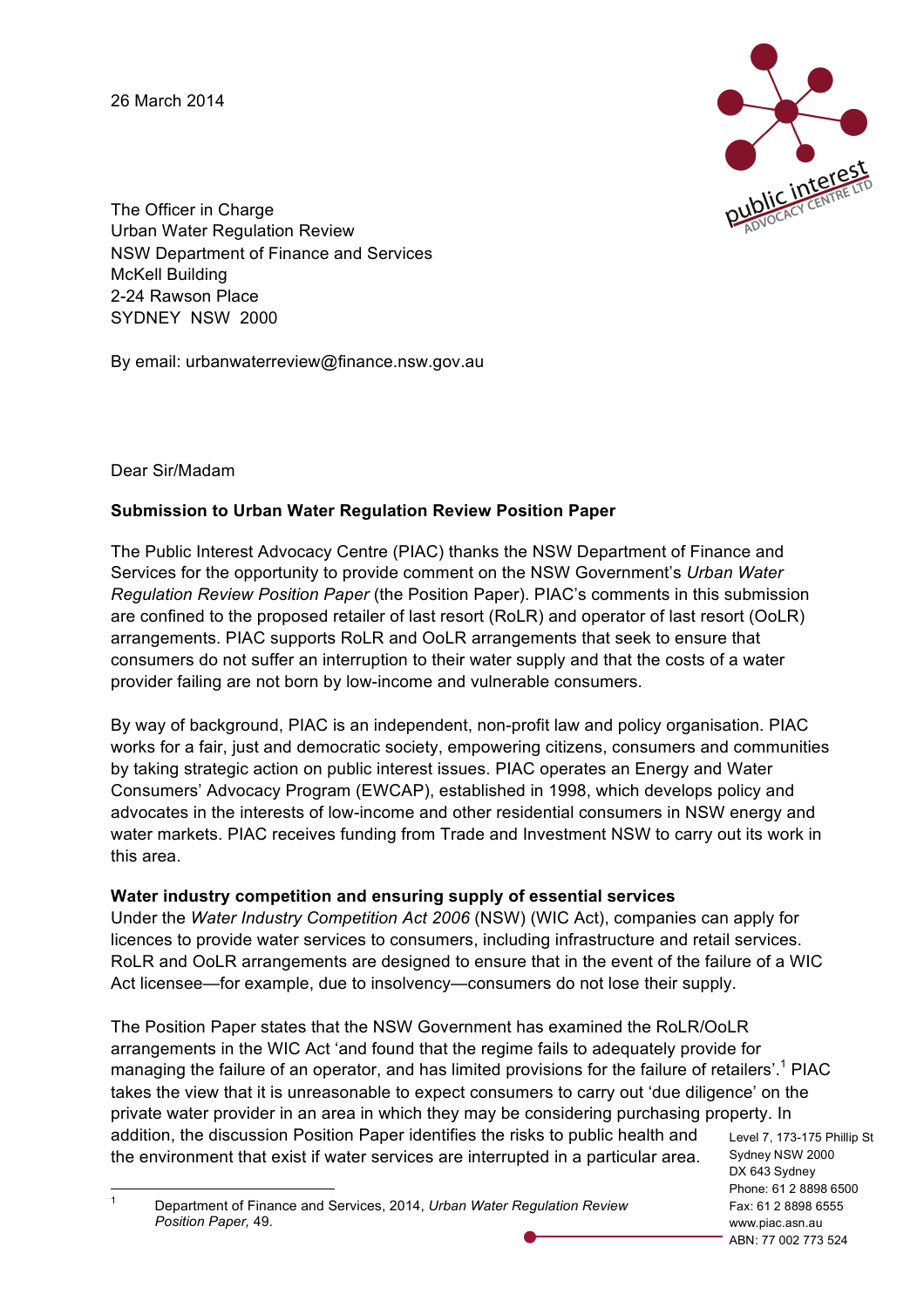26 March 2014

The Officer in Charge
Urban Water Regulation Review
NSW Department of Finance and Services
McKell Building
2-24 Rawson Place
SYDNEY NSW 2000

By email: urbanwaterreview@finance.nsw.gov.au

Dear Sir/Madam

**Submission to Urban Water Regulation Review Position Paper**

The Public Interest Advocacy Centre (PIAC) thanks the NSW Department of Finance and Services for the opportunity to provide comment on the NSW Government's *Urban Water Regulation Review Position Paper* (the Position Paper). PIAC's comments in this submission are confined to the proposed retailer of last resort (RoLR) and operator of last resort (OoLR) arrangements. PIAC supports RoLR and OoLR arrangements that seek to ensure that consumers do not suffer an interruption to their water supply and that the costs of a water provider failing are not born by low-income and vulnerable consumers.

By way of background, PIAC is an independent, non-profit law and policy organisation. PIAC works for a fair, just and democratic society, empowering citizens, consumers and communities by taking strategic action on public interest issues. PIAC operates an Energy and Water Consumers' Advocacy Program (EWCAP), established in 1998, which develops policy and advocates in the interests of low-income and other residential consumers in NSW energy and water markets. PIAC receives funding from Trade and Investment NSW to carry out its work in this area.

**Water industry competition and ensuring supply of essential services**

Under the *Water Industry Competition Act 2006* (NSW) (WIC Act), companies can apply for licences to provide water services to consumers, including infrastructure and retail services. RoLR and OoLR arrangements are designed to ensure that in the event of the failure of a WIC Act licensee—for example, due to insolvency—consumers do not lose their supply.

The Position Paper states that the NSW Government has examined the RoLR/OoLR arrangements in the WIC Act 'and found that the regime fails to adequately provide for managing the failure of an operator, and has limited provisions for the failure of retailers'.[1] PIAC takes the view that it is unreasonable to expect consumers to carry out 'due diligence' on the private water provider in an area in which they may be considering purchasing property. In addition, the discussion Position Paper identifies the risks to public health and the environment that exist if water services are interrupted in a particular area.

Level 7, 173-175 Phillip St
Sydney NSW 2000
DX 643 Sydney
Phone: 61 2 8898 6500
Fax: 61 2 8898 6555
www.piac.asn.au
ABN: 77 002 773 524

---

[1] Department of Finance and Services, 2014, *Urban Water Regulation Review Position Paper,* 49.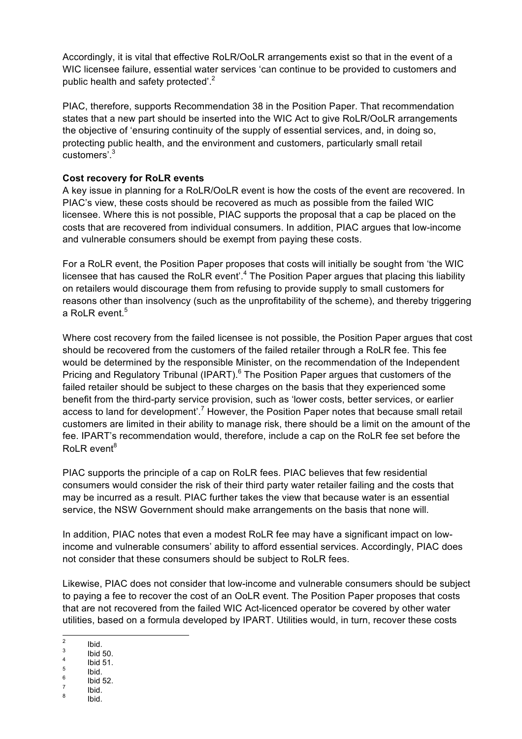Accordingly, it is vital that effective RoLR/OoLR arrangements exist so that in the event of a WIC licensee failure, essential water services 'can continue to be provided to customers and public health and safety protected'.[2]

PIAC, therefore, supports Recommendation 38 in the Position Paper. That recommendation states that a new part should be inserted into the WIC Act to give RoLR/OoLR arrangements the objective of 'ensuring continuity of the supply of essential services, and, in doing so, protecting public health, and the environment and customers, particularly small retail customers'.[3]

**Cost recovery for RoLR events**

A key issue in planning for a RoLR/OoLR event is how the costs of the event are recovered. In PIAC's view, these costs should be recovered as much as possible from the failed WIC licensee. Where this is not possible, PIAC supports the proposal that a cap be placed on the costs that are recovered from individual consumers. In addition, PIAC argues that low-income and vulnerable consumers should be exempt from paying these costs.

For a RoLR event, the Position Paper proposes that costs will initially be sought from 'the WIC licensee that has caused the RoLR event'.[4] The Position Paper argues that placing this liability on retailers would discourage them from refusing to provide supply to small customers for reasons other than insolvency (such as the unprofitability of the scheme), and thereby triggering a RoLR event.[5]

Where cost recovery from the failed licensee is not possible, the Position Paper argues that cost should be recovered from the customers of the failed retailer through a RoLR fee. This fee would be determined by the responsible Minister, on the recommendation of the Independent Pricing and Regulatory Tribunal (IPART).[6] The Position Paper argues that customers of the failed retailer should be subject to these charges on the basis that they experienced some benefit from the third-party service provision, such as 'lower costs, better services, or earlier access to land for development'.[7] However, the Position Paper notes that because small retail customers are limited in their ability to manage risk, there should be a limit on the amount of the fee. IPART's recommendation would, therefore, include a cap on the RoLR fee set before the RoLR event[8]

PIAC supports the principle of a cap on RoLR fees. PIAC believes that few residential consumers would consider the risk of their third party water retailer failing and the costs that may be incurred as a result. PIAC further takes the view that because water is an essential service, the NSW Government should make arrangements on the basis that none will.

In addition, PIAC notes that even a modest RoLR fee may have a significant impact on low-income and vulnerable consumers' ability to afford essential services. Accordingly, PIAC does not consider that these consumers should be subject to RoLR fees.

Likewise, PIAC does not consider that low-income and vulnerable consumers should be subject to paying a fee to recover the cost of an OoLR event. The Position Paper proposes that costs that are not recovered from the failed WIC Act-licenced operator be covered by other water utilities, based on a formula developed by IPART. Utilities would, in turn, recover these costs

---

[2] Ibid.
[3] Ibid 50.
[4] Ibid 51.
[5] Ibid.
[6] Ibid 52.
[7] Ibid.
[8] Ibid.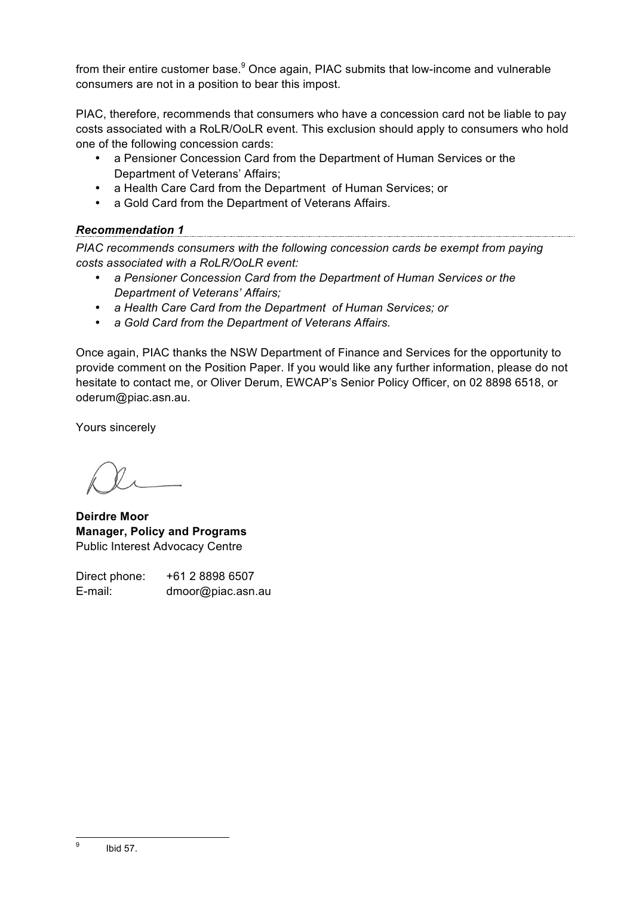from their entire customer base.[9] Once again, PIAC submits that low-income and vulnerable consumers are not in a position to bear this impost.

PIAC, therefore, recommends that consumers who have a concession card not be liable to pay costs associated with a RoLR/OoLR event. This exclusion should apply to consumers who hold one of the following concession cards:

- a Pensioner Concession Card from the Department of Human Services or the Department of Veterans' Affairs;
- a Health Care Card from the Department of Human Services; or
- a Gold Card from the Department of Veterans Affairs.

***Recommendation 1***

*PIAC recommends consumers with the following concession cards be exempt from paying costs associated with a RoLR/OoLR event:*

- *a Pensioner Concession Card from the Department of Human Services or the Department of Veterans' Affairs;*
- *a Health Care Card from the Department of Human Services; or*
- *a Gold Card from the Department of Veterans Affairs.*

Once again, PIAC thanks the NSW Department of Finance and Services for the opportunity to provide comment on the Position Paper. If you would like any further information, please do not hesitate to contact me, or Oliver Derum, EWCAP's Senior Policy Officer, on 02 8898 6518, or oderum@piac.asn.au.

Yours sincerely

**Deirdre Moor**
**Manager, Policy and Programs**
Public Interest Advocacy Centre

Direct phone: +61 2 8898 6507
E-mail: dmoor@piac.asn.au

---

[9] Ibid 57.